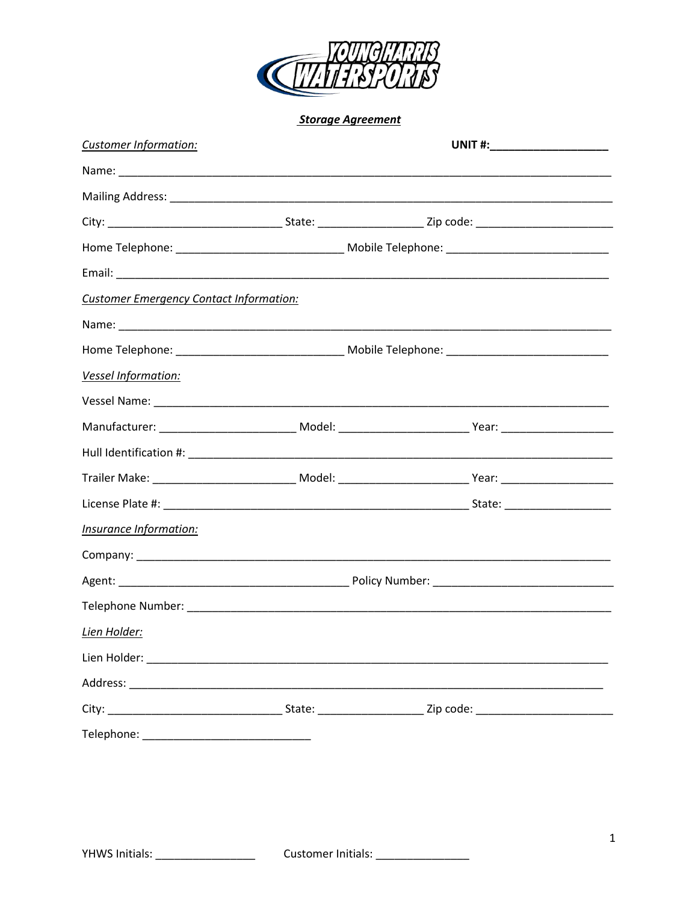# YOUNG HARRIS WATERSPORTS

## ***Storage Agreement***

*Customer Information:* **UNIT #:___________________**

Name: ______________________________________________________________________________

Mailing Address: ______________________________________________________________________

City: ___________________________ State: ________________ Zip code: _____________________

Home Telephone: __________________________ Mobile Telephone: _________________________

Email: ______________________________________________________________________________

*Customer Emergency Contact Information:*

Name: ______________________________________________________________________________

Home Telephone: __________________________ Mobile Telephone: _________________________

*Vessel Information:*

Vessel Name: _________________________________________________________________________

Manufacturer: _____________________ Model: ____________________ Year: _________________

Hull Identification #: ____________________________________________________________________

Trailer Make: ______________________ Model: ____________________ Year: _________________

License Plate #: _______________________________________________ State: ________________

*Insurance Information:*

Company: ___________________________________________________________________________

Agent: ___________________________________ Policy Number: ____________________________

Telephone Number: ____________________________________________________________________

*Lien Holder:*

Lien Holder: _________________________________________________________________________

Address: ___________________________________________________________________________

City: ___________________________ State: ________________ Zip code: _____________________

Telephone: ___________________________

YHWS Initials: ________________ Customer Initials: _______________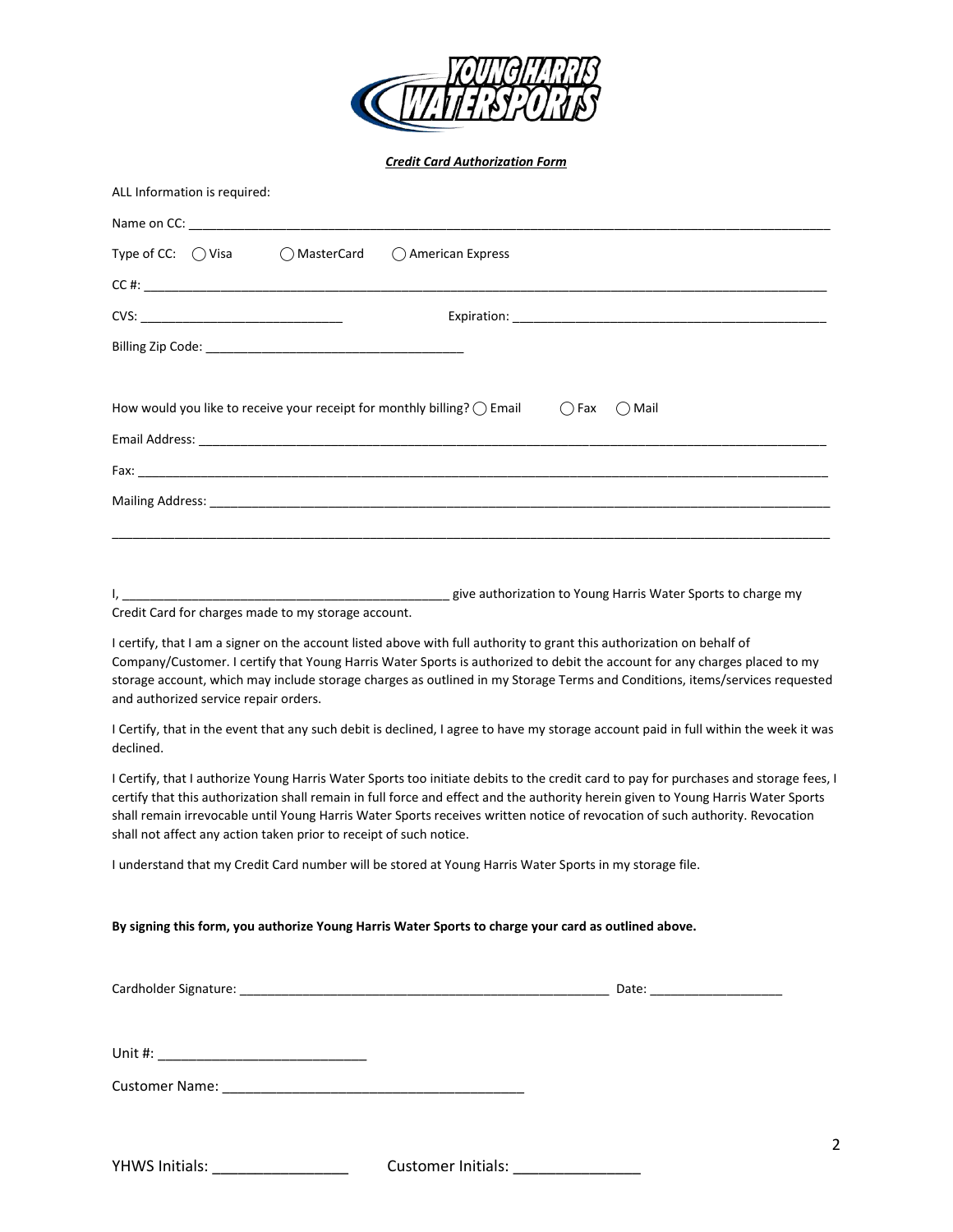***Credit Card Authorization Form***

ALL Information is required:

Name on CC: ______________________________________________________________________________

Type of CC: ◯ Visa ◯ MasterCard ◯ American Express

CC #: ____________________________________________________________________________________

CVS: ___________________________ Expiration: ___________________________________________

Billing Zip Code: ___________________________________

How would you like to receive your receipt for monthly billing? ◯ Email ◯ Fax ◯ Mail

Email Address: ____________________________________________________________________________

Fax: _____________________________________________________________________________________

Mailing Address: __________________________________________________________________________

__________________________________________________________________________________________

I, _____________________________________________ give authorization to Young Harris Water Sports to charge my Credit Card for charges made to my storage account.

I certify, that I am a signer on the account listed above with full authority to grant this authorization on behalf of Company/Customer. I certify that Young Harris Water Sports is authorized to debit the account for any charges placed to my storage account, which may include storage charges as outlined in my Storage Terms and Conditions, items/services requested and authorized service repair orders.

I Certify, that in the event that any such debit is declined, I agree to have my storage account paid in full within the week it was declined.

I Certify, that I authorize Young Harris Water Sports too initiate debits to the credit card to pay for purchases and storage fees, I certify that this authorization shall remain in full force and effect and the authority herein given to Young Harris Water Sports shall remain irrevocable until Young Harris Water Sports receives written notice of revocation of such authority. Revocation shall not affect any action taken prior to receipt of such notice.

I understand that my Credit Card number will be stored at Young Harris Water Sports in my storage file.

**By signing this form, you authorize Young Harris Water Sports to charge your card as outlined above.**

Cardholder Signature: _____________________________________________________ Date: __________________

Unit #: ___________________________

Customer Name: ______________________________________

YHWS Initials: ________________ Customer Initials: _______________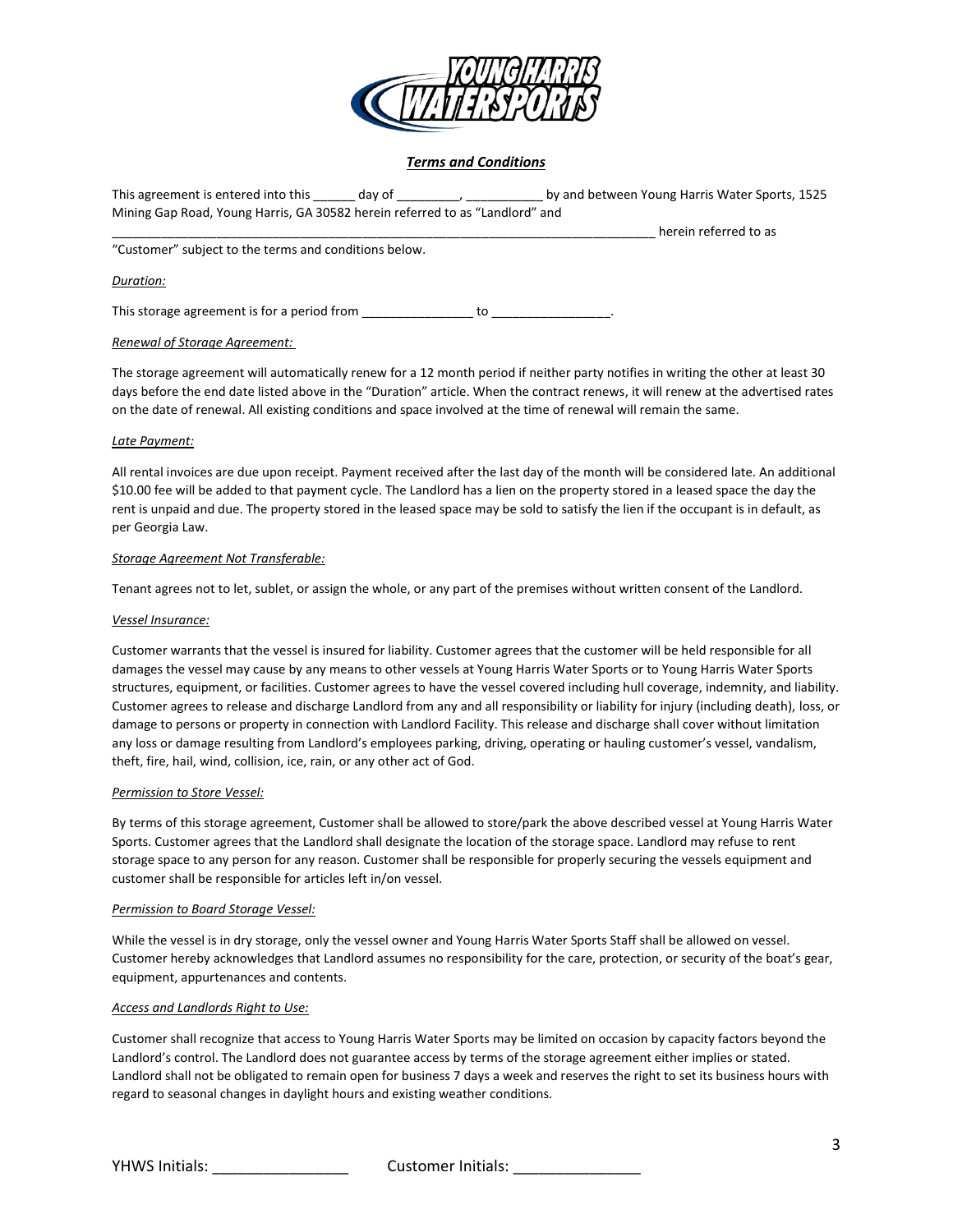## *Terms and Conditions*

This agreement is entered into this ______ day of _________, ___________ by and between Young Harris Water Sports, 1525 Mining Gap Road, Young Harris, GA 30582 herein referred to as "Landlord" and ______________________________________________________________________________ herein referred to as "Customer" subject to the terms and conditions below.

*Duration:*

This storage agreement is for a period from ________________ to _________________.

*Renewal of Storage Agreement:*

The storage agreement will automatically renew for a 12 month period if neither party notifies in writing the other at least 30 days before the end date listed above in the "Duration" article. When the contract renews, it will renew at the advertised rates on the date of renewal. All existing conditions and space involved at the time of renewal will remain the same.

*Late Payment:*

All rental invoices are due upon receipt. Payment received after the last day of the month will be considered late. An additional $10.00 fee will be added to that payment cycle. The Landlord has a lien on the property stored in a leased space the day the rent is unpaid and due. The property stored in the leased space may be sold to satisfy the lien if the occupant is in default, as per Georgia Law.

*Storage Agreement Not Transferable:*

Tenant agrees not to let, sublet, or assign the whole, or any part of the premises without written consent of the Landlord.

*Vessel Insurance:*

Customer warrants that the vessel is insured for liability. Customer agrees that the customer will be held responsible for all damages the vessel may cause by any means to other vessels at Young Harris Water Sports or to Young Harris Water Sports structures, equipment, or facilities. Customer agrees to have the vessel covered including hull coverage, indemnity, and liability. Customer agrees to release and discharge Landlord from any and all responsibility or liability for injury (including death), loss, or damage to persons or property in connection with Landlord Facility. This release and discharge shall cover without limitation any loss or damage resulting from Landlord's employees parking, driving, operating or hauling customer's vessel, vandalism, theft, fire, hail, wind, collision, ice, rain, or any other act of God.

*Permission to Store Vessel:*

By terms of this storage agreement, Customer shall be allowed to store/park the above described vessel at Young Harris Water Sports. Customer agrees that the Landlord shall designate the location of the storage space. Landlord may refuse to rent storage space to any person for any reason. Customer shall be responsible for properly securing the vessels equipment and customer shall be responsible for articles left in/on vessel.

*Permission to Board Storage Vessel:*

While the vessel is in dry storage, only the vessel owner and Young Harris Water Sports Staff shall be allowed on vessel. Customer hereby acknowledges that Landlord assumes no responsibility for the care, protection, or security of the boat's gear, equipment, appurtenances and contents.

*Access and Landlords Right to Use:*

Customer shall recognize that access to Young Harris Water Sports may be limited on occasion by capacity factors beyond the Landlord's control. The Landlord does not guarantee access by terms of the storage agreement either implies or stated. Landlord shall not be obligated to remain open for business 7 days a week and reserves the right to set its business hours with regard to seasonal changes in daylight hours and existing weather conditions.

YHWS Initials: ________________ Customer Initials: ________________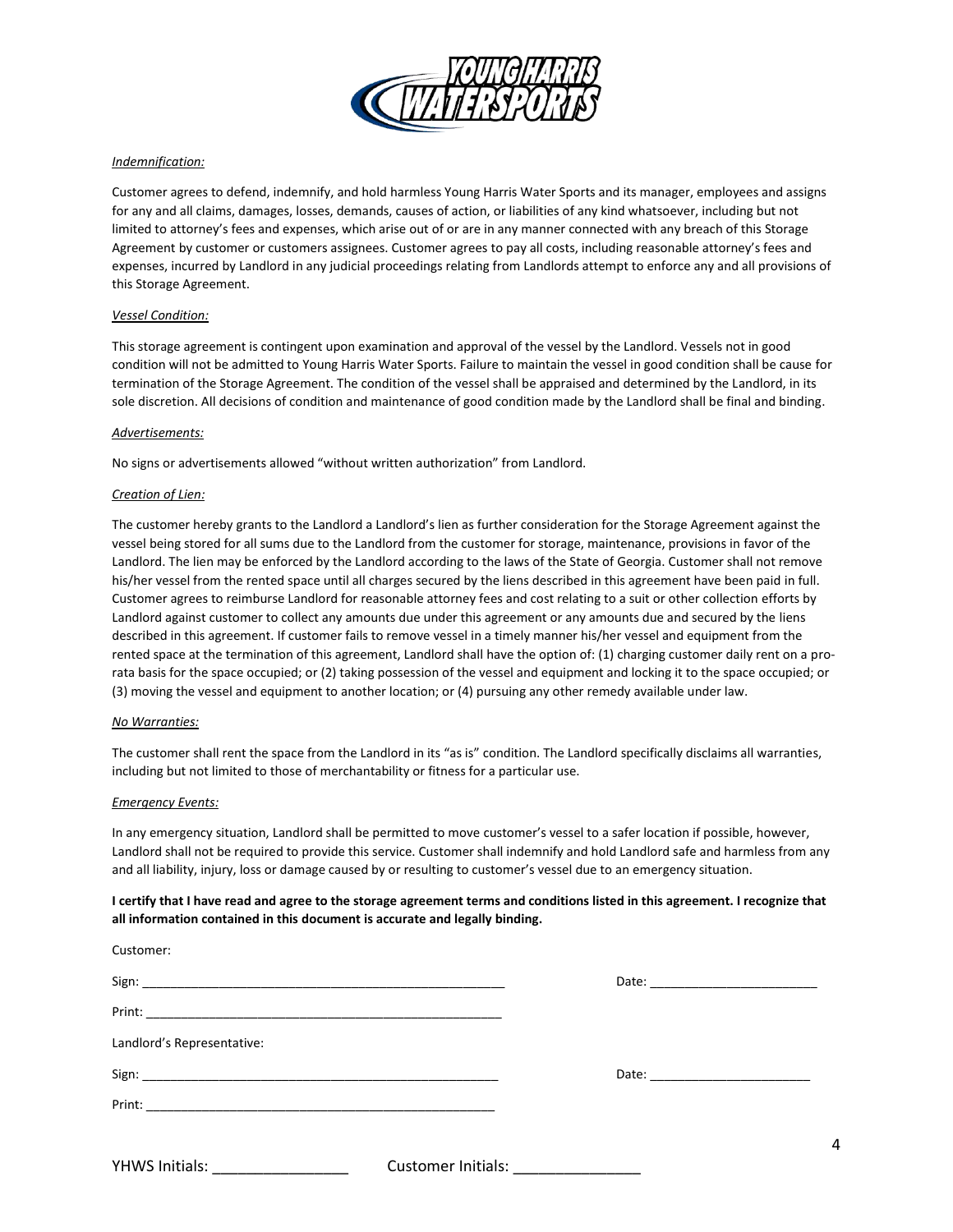*Indemnification:*

Customer agrees to defend, indemnify, and hold harmless Young Harris Water Sports and its manager, employees and assigns for any and all claims, damages, losses, demands, causes of action, or liabilities of any kind whatsoever, including but not limited to attorney's fees and expenses, which arise out of or are in any manner connected with any breach of this Storage Agreement by customer or customers assignees. Customer agrees to pay all costs, including reasonable attorney's fees and expenses, incurred by Landlord in any judicial proceedings relating from Landlords attempt to enforce any and all provisions of this Storage Agreement.

*Vessel Condition:*

This storage agreement is contingent upon examination and approval of the vessel by the Landlord. Vessels not in good condition will not be admitted to Young Harris Water Sports. Failure to maintain the vessel in good condition shall be cause for termination of the Storage Agreement. The condition of the vessel shall be appraised and determined by the Landlord, in its sole discretion. All decisions of condition and maintenance of good condition made by the Landlord shall be final and binding.

*Advertisements:*

No signs or advertisements allowed "without written authorization" from Landlord.

*Creation of Lien:*

The customer hereby grants to the Landlord a Landlord's lien as further consideration for the Storage Agreement against the vessel being stored for all sums due to the Landlord from the customer for storage, maintenance, provisions in favor of the Landlord. The lien may be enforced by the Landlord according to the laws of the State of Georgia. Customer shall not remove his/her vessel from the rented space until all charges secured by the liens described in this agreement have been paid in full. Customer agrees to reimburse Landlord for reasonable attorney fees and cost relating to a suit or other collection efforts by Landlord against customer to collect any amounts due under this agreement or any amounts due and secured by the liens described in this agreement. If customer fails to remove vessel in a timely manner his/her vessel and equipment from the rented space at the termination of this agreement, Landlord shall have the option of: (1) charging customer daily rent on a pro-rata basis for the space occupied; or (2) taking possession of the vessel and equipment and locking it to the space occupied; or (3) moving the vessel and equipment to another location; or (4) pursuing any other remedy available under law.

*No Warranties:*

The customer shall rent the space from the Landlord in its "as is" condition. The Landlord specifically disclaims all warranties, including but not limited to those of merchantability or fitness for a particular use.

*Emergency Events:*

In any emergency situation, Landlord shall be permitted to move customer's vessel to a safer location if possible, however, Landlord shall not be required to provide this service. Customer shall indemnify and hold Landlord safe and harmless from any and all liability, injury, loss or damage caused by or resulting to customer's vessel due to an emergency situation.

**I certify that I have read and agree to the storage agreement terms and conditions listed in this agreement. I recognize that all information contained in this document is accurate and legally binding.**

Customer:

Sign: ____________________________________________ Date: ______________________

Print: ____________________________________________

Landlord's Representative:

Sign: ____________________________________________ Date: ______________________

Print: ____________________________________________

YHWS Initials: ________________ Customer Initials: _______________